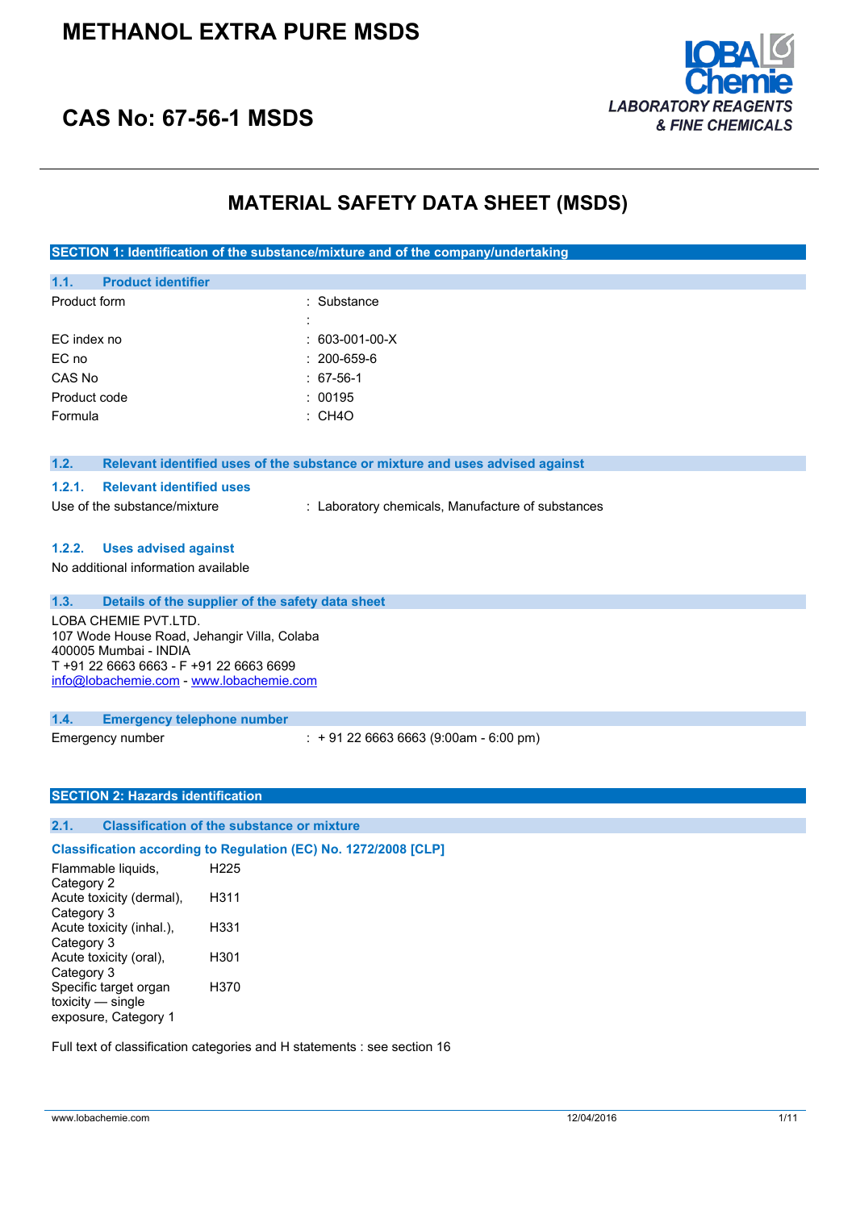# METHANOL EXTRA PURE MSDS

## CAS No: 67-56-1 MSDS

LOBA Chemie
LABORATORY REAGENTS & FINE CHEMICALS

# MATERIAL SAFETY DATA SHEET (MSDS)

## SECTION 1: Identification of the substance/mixture and of the company/undertaking

### 1.1. Product identifier

| | |
|---|---|
| Product form | : Substance |
| | : |
| EC index no | : 603-001-00-X |
| EC no | : 200-659-6 |
| CAS No | : 67-56-1 |
| Product code | : 00195 |
| Formula | : CH4O |

### 1.2. Relevant identified uses of the substance or mixture and uses advised against

#### 1.2.1. Relevant identified uses

Use of the substance/mixture : Laboratory chemicals, Manufacture of substances

#### 1.2.2. Uses advised against

No additional information available

### 1.3. Details of the supplier of the safety data sheet

LOBA CHEMIE PVT.LTD.
107 Wode House Road, Jehangir Villa, Colaba
400005 Mumbai - INDIA
T +91 22 6663 6663 - F +91 22 6663 6699
info@lobachemie.com - www.lobachemie.com

### 1.4. Emergency telephone number

Emergency number : + 91 22 6663 6663 (9:00am - 6:00 pm)

## SECTION 2: Hazards identification

### 2.1. Classification of the substance or mixture

**Classification according to Regulation (EC) No. 1272/2008 [CLP]**

| | |
|---|---|
| Flammable liquids, Category 2 | H225 |
| Acute toxicity (dermal), Category 3 | H311 |
| Acute toxicity (inhal.), Category 3 | H331 |
| Acute toxicity (oral), Category 3 | H301 |
| Specific target organ toxicity — single exposure, Category 1 | H370 |

Full text of classification categories and H statements : see section 16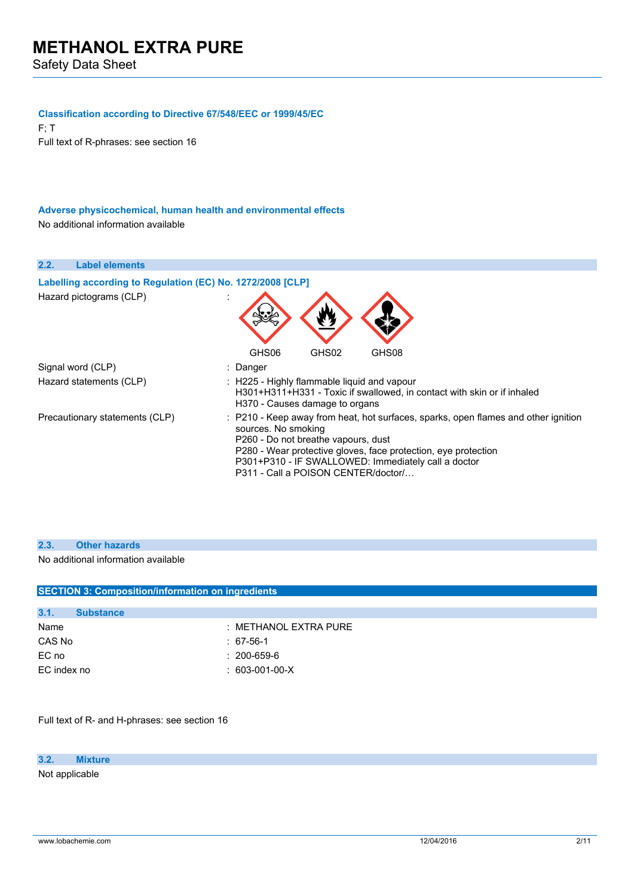### Classification according to Directive 67/548/EEC or 1999/45/EC

F; T

Full text of R-phrases: see section 16

### Adverse physicochemical, human health and environmental effects

No additional information available

## 2.2. Label elements

### Labelling according to Regulation (EC) No. 1272/2008 [CLP]

| | |
|---|---|
| Hazard pictograms (CLP) | : GHS06 GHS02 GHS08 |
| Signal word (CLP) | : Danger |
| Hazard statements (CLP) | : H225 - Highly flammable liquid and vapour<br>H301+H311+H331 - Toxic if swallowed, in contact with skin or if inhaled<br>H370 - Causes damage to organs |
| Precautionary statements (CLP) | : P210 - Keep away from heat, hot surfaces, sparks, open flames and other ignition sources. No smoking<br>P260 - Do not breathe vapours, dust<br>P280 - Wear protective gloves, face protection, eye protection<br>P301+P310 - IF SWALLOWED: Immediately call a doctor<br>P311 - Call a POISON CENTER/doctor/… |

## 2.3. Other hazards

No additional information available

# SECTION 3: Composition/information on ingredients

## 3.1. Substance

| | |
|---|---|
| Name | : METHANOL EXTRA PURE |
| CAS No | : 67-56-1 |
| EC no | : 200-659-6 |
| EC index no | : 603-001-00-X |

Full text of R- and H-phrases: see section 16

## 3.2. Mixture

Not applicable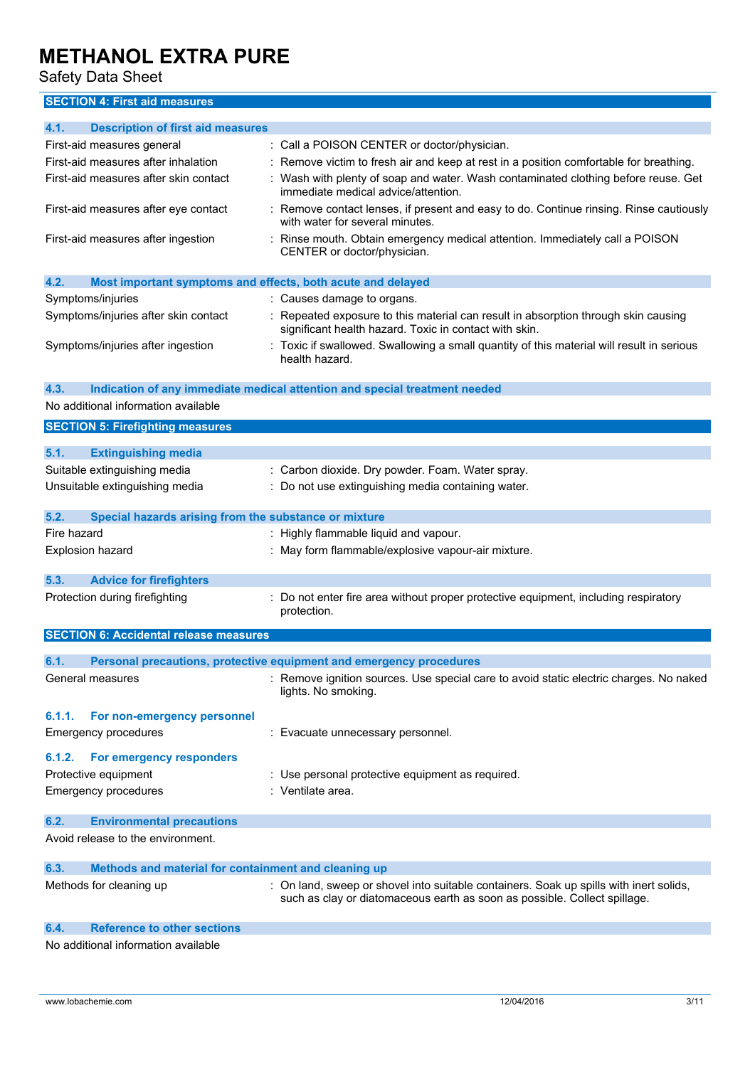## SECTION 4: First aid measures

### 4.1. Description of first aid measures

| | |
|---|---|
| First-aid measures general | : Call a POISON CENTER or doctor/physician. |
| First-aid measures after inhalation | : Remove victim to fresh air and keep at rest in a position comfortable for breathing. |
| First-aid measures after skin contact | : Wash with plenty of soap and water. Wash contaminated clothing before reuse. Get immediate medical advice/attention. |
| First-aid measures after eye contact | : Remove contact lenses, if present and easy to do. Continue rinsing. Rinse cautiously with water for several minutes. |
| First-aid measures after ingestion | : Rinse mouth. Obtain emergency medical attention. Immediately call a POISON CENTER or doctor/physician. |

### 4.2. Most important symptoms and effects, both acute and delayed

| | |
|---|---|
| Symptoms/injuries | : Causes damage to organs. |
| Symptoms/injuries after skin contact | : Repeated exposure to this material can result in absorption through skin causing significant health hazard. Toxic in contact with skin. |
| Symptoms/injuries after ingestion | : Toxic if swallowed. Swallowing a small quantity of this material will result in serious health hazard. |

### 4.3. Indication of any immediate medical attention and special treatment needed

No additional information available

## SECTION 5: Firefighting measures

### 5.1. Extinguishing media

| | |
|---|---|
| Suitable extinguishing media | : Carbon dioxide. Dry powder. Foam. Water spray. |
| Unsuitable extinguishing media | : Do not use extinguishing media containing water. |

### 5.2. Special hazards arising from the substance or mixture

| | |
|---|---|
| Fire hazard | : Highly flammable liquid and vapour. |
| Explosion hazard | : May form flammable/explosive vapour-air mixture. |

### 5.3. Advice for firefighters

| | |
|---|---|
| Protection during firefighting | : Do not enter fire area without proper protective equipment, including respiratory protection. |

## SECTION 6: Accidental release measures

### 6.1. Personal precautions, protective equipment and emergency procedures

| | |
|---|---|
| General measures | : Remove ignition sources. Use special care to avoid static electric charges. No naked lights. No smoking. |

#### 6.1.1. For non-emergency personnel

| | |
|---|---|
| Emergency procedures | : Evacuate unnecessary personnel. |

#### 6.1.2. For emergency responders

| | |
|---|---|
| Protective equipment | : Use personal protective equipment as required. |
| Emergency procedures | : Ventilate area. |

### 6.2. Environmental precautions

Avoid release to the environment.

### 6.3. Methods and material for containment and cleaning up

| | |
|---|---|
| Methods for cleaning up | : On land, sweep or shovel into suitable containers. Soak up spills with inert solids, such as clay or diatomaceous earth as soon as possible. Collect spillage. |

### 6.4. Reference to other sections

No additional information available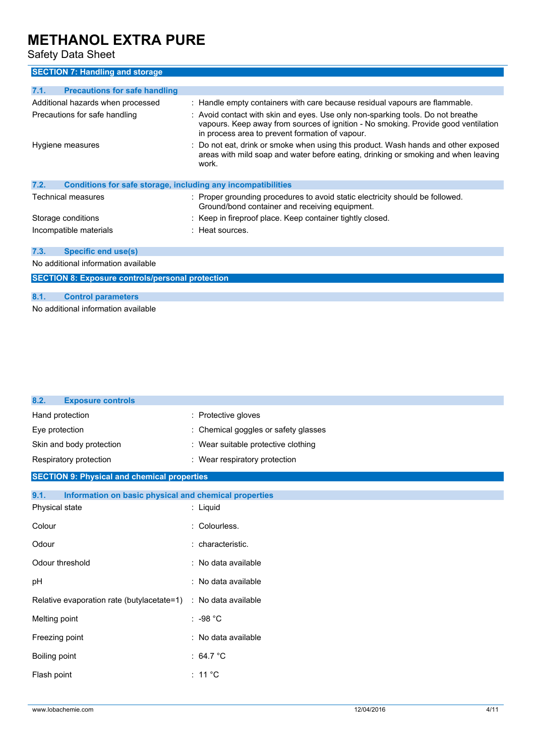## SECTION 7: Handling and storage

### 7.1. Precautions for safe handling

| | |
|---|---|
| Additional hazards when processed | : Handle empty containers with care because residual vapours are flammable. |
| Precautions for safe handling | : Avoid contact with skin and eyes. Use only non-sparking tools. Do not breathe vapours. Keep away from sources of ignition - No smoking. Provide good ventilation in process area to prevent formation of vapour. |
| Hygiene measures | : Do not eat, drink or smoke when using this product. Wash hands and other exposed areas with mild soap and water before eating, drinking or smoking and when leaving work. |

### 7.2. Conditions for safe storage, including any incompatibilities

| | |
|---|---|
| Technical measures | : Proper grounding procedures to avoid static electricity should be followed. Ground/bond container and receiving equipment. |
| Storage conditions | : Keep in fireproof place. Keep container tightly closed. |
| Incompatible materials | : Heat sources. |

### 7.3. Specific end use(s)

No additional information available

## SECTION 8: Exposure controls/personal protection

### 8.1. Control parameters

No additional information available

### 8.2. Exposure controls

| | |
|---|---|
| Hand protection | : Protective gloves |
| Eye protection | : Chemical goggles or safety glasses |
| Skin and body protection | : Wear suitable protective clothing |
| Respiratory protection | : Wear respiratory protection |

## SECTION 9: Physical and chemical properties

### 9.1. Information on basic physical and chemical properties

| | |
|---|---|
| Physical state | : Liquid |
| Colour | : Colourless. |
| Odour | : characteristic. |
| Odour threshold | : No data available |
| pH | : No data available |
| Relative evaporation rate (butylacetate=1) | : No data available |
| Melting point | : -98 °C |
| Freezing point | : No data available |
| Boiling point | : 64.7 °C |
| Flash point | : 11 °C |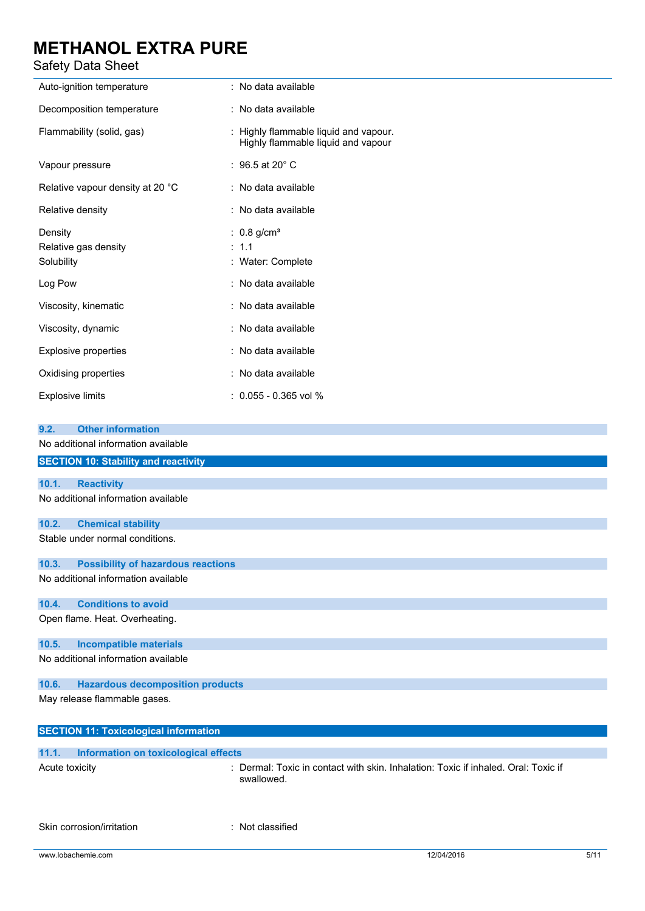| | |
|---|---|
| Auto-ignition temperature | : No data available |
| Decomposition temperature | : No data available |
| Flammability (solid, gas) | : Highly flammable liquid and vapour. Highly flammable liquid and vapour |
| Vapour pressure | : 96.5 at 20° C |
| Relative vapour density at 20 °C | : No data available |
| Relative density | : No data available |
| Density | : 0.8 g/cm³ |
| Relative gas density | : 1.1 |
| Solubility | : Water: Complete |
| Log Pow | : No data available |
| Viscosity, kinematic | : No data available |
| Viscosity, dynamic | : No data available |
| Explosive properties | : No data available |
| Oxidising properties | : No data available |
| Explosive limits | : 0.055 - 0.365 vol % |

### 9.2. Other information

No additional information available

## SECTION 10: Stability and reactivity

### 10.1. Reactivity

No additional information available

### 10.2. Chemical stability

Stable under normal conditions.

### 10.3. Possibility of hazardous reactions

No additional information available

### 10.4. Conditions to avoid

Open flame. Heat. Overheating.

### 10.5. Incompatible materials

No additional information available

### 10.6. Hazardous decomposition products

May release flammable gases.

## SECTION 11: Toxicological information

### 11.1. Information on toxicological effects

| | |
|---|---|
| Acute toxicity | : Dermal: Toxic in contact with skin. Inhalation: Toxic if inhaled. Oral: Toxic if swallowed. |
| Skin corrosion/irritation | : Not classified |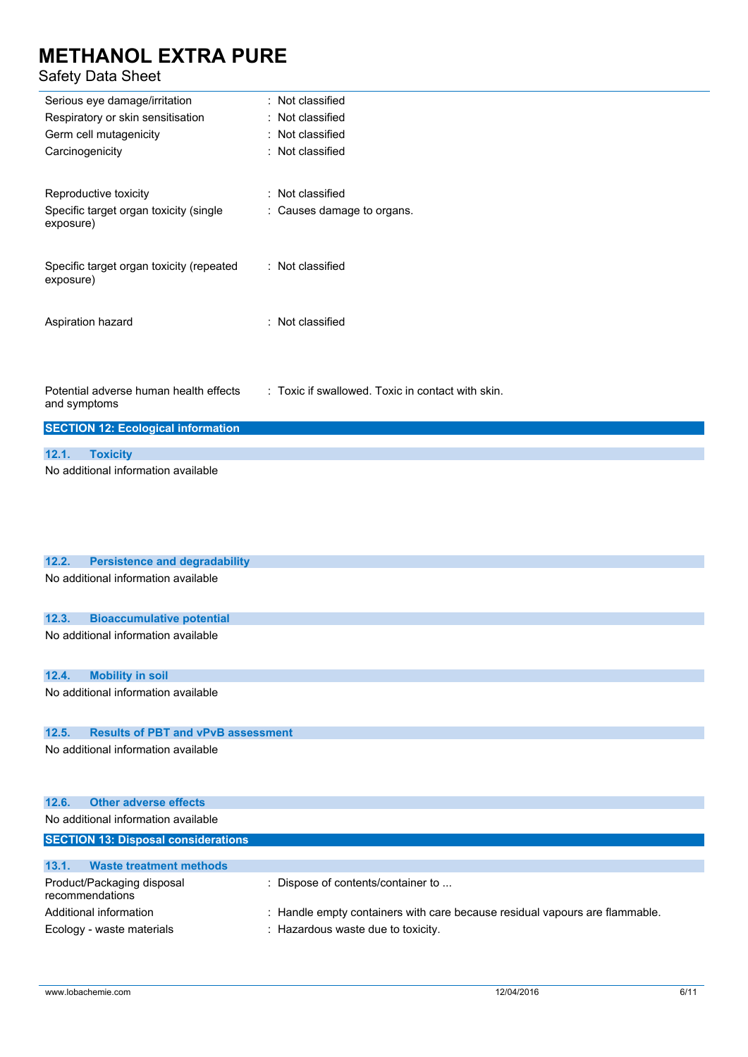| | |
|---|---|
| Serious eye damage/irritation | : Not classified |
| Respiratory or skin sensitisation | : Not classified |
| Germ cell mutagenicity | : Not classified |
| Carcinogenicity | : Not classified |
| Reproductive toxicity | : Not classified |
| Specific target organ toxicity (single exposure) | : Causes damage to organs. |
| Specific target organ toxicity (repeated exposure) | : Not classified |
| Aspiration hazard | : Not classified |
| Potential adverse human health effects and symptoms | : Toxic if swallowed. Toxic in contact with skin. |

## SECTION 12: Ecological information

### 12.1. Toxicity

No additional information available

### 12.2. Persistence and degradability

No additional information available

### 12.3. Bioaccumulative potential

No additional information available

### 12.4. Mobility in soil

No additional information available

### 12.5. Results of PBT and vPvB assessment

No additional information available

### 12.6. Other adverse effects

No additional information available

## SECTION 13: Disposal considerations

### 13.1. Waste treatment methods

| | |
|---|---|
| Product/Packaging disposal recommendations | : Dispose of contents/container to ... |
| Additional information | : Handle empty containers with care because residual vapours are flammable. |
| Ecology - waste materials | : Hazardous waste due to toxicity. |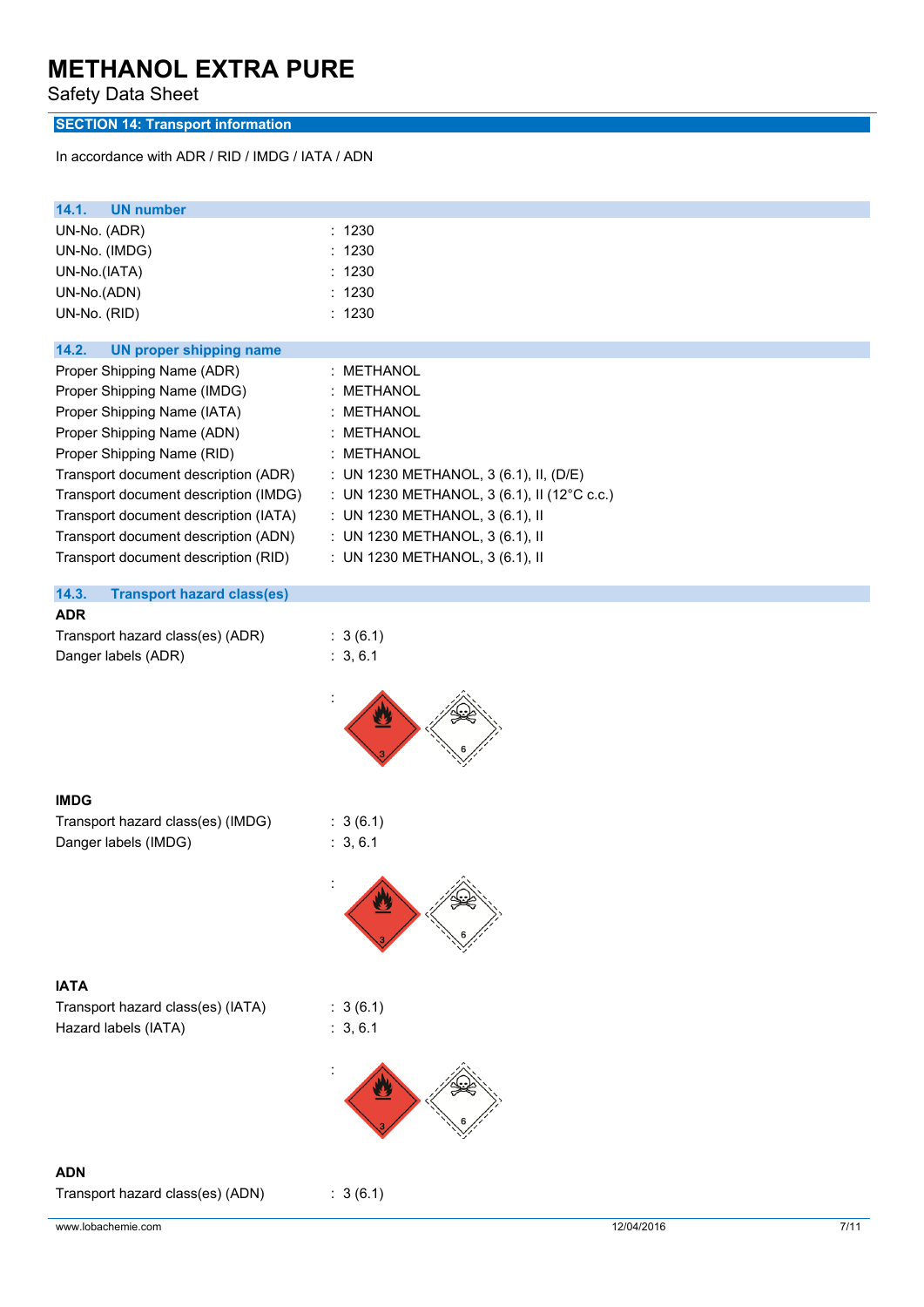# METHANOL EXTRA PURE

Safety Data Sheet

## SECTION 14: Transport information

In accordance with ADR / RID / IMDG / IATA / ADN

### 14.1. UN number

| | |
|---|---|
| UN-No. (ADR) | : 1230 |
| UN-No. (IMDG) | : 1230 |
| UN-No.(IATA) | : 1230 |
| UN-No.(ADN) | : 1230 |
| UN-No. (RID) | : 1230 |

### 14.2. UN proper shipping name

| | |
|---|---|
| Proper Shipping Name (ADR) | : METHANOL |
| Proper Shipping Name (IMDG) | : METHANOL |
| Proper Shipping Name (IATA) | : METHANOL |
| Proper Shipping Name (ADN) | : METHANOL |
| Proper Shipping Name (RID) | : METHANOL |
| Transport document description (ADR) | : UN 1230 METHANOL, 3 (6.1), II, (D/E) |
| Transport document description (IMDG) | : UN 1230 METHANOL, 3 (6.1), II (12°C c.c.) |
| Transport document description (IATA) | : UN 1230 METHANOL, 3 (6.1), II |
| Transport document description (ADN) | : UN 1230 METHANOL, 3 (6.1), II |
| Transport document description (RID) | : UN 1230 METHANOL, 3 (6.1), II |

### 14.3. Transport hazard class(es)

**ADR**

| | |
|---|---|
| Transport hazard class(es) (ADR) | : 3 (6.1) |
| Danger labels (ADR) | : 3, 6.1 |
| | : |

**IMDG**

| | |
|---|---|
| Transport hazard class(es) (IMDG) | : 3 (6.1) |
| Danger labels (IMDG) | : 3, 6.1 |
| | : |

**IATA**

| | |
|---|---|
| Transport hazard class(es) (IATA) | : 3 (6.1) |
| Hazard labels (IATA) | : 3, 6.1 |
| | : |

**ADN**

| | |
|---|---|
| Transport hazard class(es) (ADN) | : 3 (6.1) |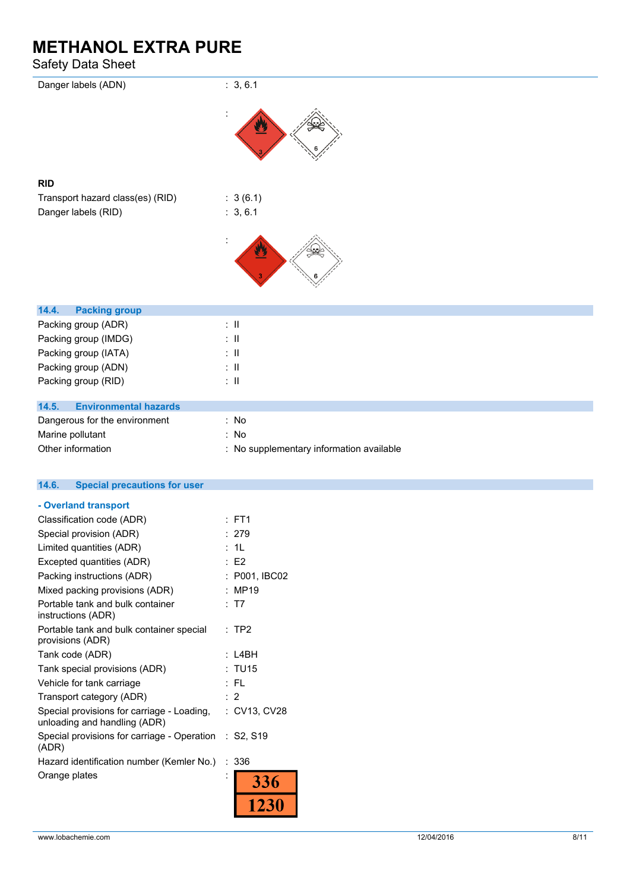| | |
|---|---|
| Danger labels (ADN) | : 3, 6.1 |
| | : |

**RID**

| | |
|---|---|
| Transport hazard class(es) (RID) | : 3 (6.1) |
| Danger labels (RID) | : 3, 6.1 |
| | : |

## 14.4. Packing group

| | |
|---|---|
| Packing group (ADR) | : II |
| Packing group (IMDG) | : II |
| Packing group (IATA) | : II |
| Packing group (ADN) | : II |
| Packing group (RID) | : II |

## 14.5. Environmental hazards

| | |
|---|---|
| Dangerous for the environment | : No |
| Marine pollutant | : No |
| Other information | : No supplementary information available |

## 14.6. Special precautions for user

### - Overland transport

| | |
|---|---|
| Classification code (ADR) | : FT1 |
| Special provision (ADR) | : 279 |
| Limited quantities (ADR) | : 1L |
| Excepted quantities (ADR) | : E2 |
| Packing instructions (ADR) | : P001, IBC02 |
| Mixed packing provisions (ADR) | : MP19 |
| Portable tank and bulk container instructions (ADR) | : T7 |
| Portable tank and bulk container special provisions (ADR) | : TP2 |
| Tank code (ADR) | : L4BH |
| Tank special provisions (ADR) | : TU15 |
| Vehicle for tank carriage | : FL |
| Transport category (ADR) | : 2 |
| Special provisions for carriage - Loading, unloading and handling (ADR) | : CV13, CV28 |
| Special provisions for carriage - Operation (ADR) | : S2, S19 |
| Hazard identification number (Kemler No.) | : 336 |
| Orange plates | : 336 / 1230 |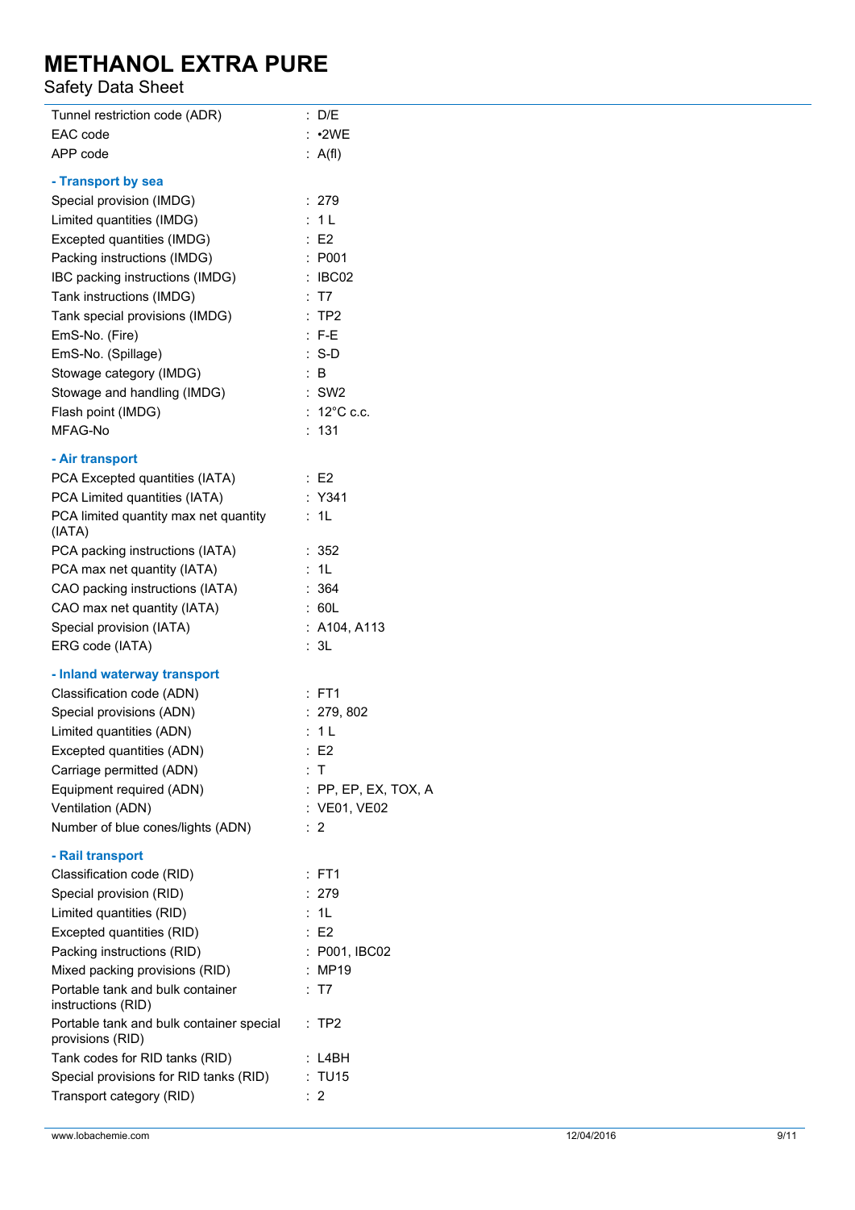| | |
|---|---|
| Tunnel restriction code (ADR) | : D/E |
| EAC code | : •2WE |
| APP code | : A(fl) |

**- Transport by sea**

| | |
|---|---|
| Special provision (IMDG) | : 279 |
| Limited quantities (IMDG) | : 1 L |
| Excepted quantities (IMDG) | : E2 |
| Packing instructions (IMDG) | : P001 |
| IBC packing instructions (IMDG) | : IBC02 |
| Tank instructions (IMDG) | : T7 |
| Tank special provisions (IMDG) | : TP2 |
| EmS-No. (Fire) | : F-E |
| EmS-No. (Spillage) | : S-D |
| Stowage category (IMDG) | : B |
| Stowage and handling (IMDG) | : SW2 |
| Flash point (IMDG) | : 12°C c.c. |
| MFAG-No | : 131 |

**- Air transport**

| | |
|---|---|
| PCA Excepted quantities (IATA) | : E2 |
| PCA Limited quantities (IATA) | : Y341 |
| PCA limited quantity max net quantity (IATA) | : 1L |
| PCA packing instructions (IATA) | : 352 |
| PCA max net quantity (IATA) | : 1L |
| CAO packing instructions (IATA) | : 364 |
| CAO max net quantity (IATA) | : 60L |
| Special provision (IATA) | : A104, A113 |
| ERG code (IATA) | : 3L |

**- Inland waterway transport**

| | |
|---|---|
| Classification code (ADN) | : FT1 |
| Special provisions (ADN) | : 279, 802 |
| Limited quantities (ADN) | : 1 L |
| Excepted quantities (ADN) | : E2 |
| Carriage permitted (ADN) | : T |
| Equipment required (ADN) | : PP, EP, EX, TOX, A |
| Ventilation (ADN) | : VE01, VE02 |
| Number of blue cones/lights (ADN) | : 2 |

**- Rail transport**

| | |
|---|---|
| Classification code (RID) | : FT1 |
| Special provision (RID) | : 279 |
| Limited quantities (RID) | : 1L |
| Excepted quantities (RID) | : E2 |
| Packing instructions (RID) | : P001, IBC02 |
| Mixed packing provisions (RID) | : MP19 |
| Portable tank and bulk container instructions (RID) | : T7 |
| Portable tank and bulk container special provisions (RID) | : TP2 |
| Tank codes for RID tanks (RID) | : L4BH |
| Special provisions for RID tanks (RID) | : TU15 |
| Transport category (RID) | : 2 |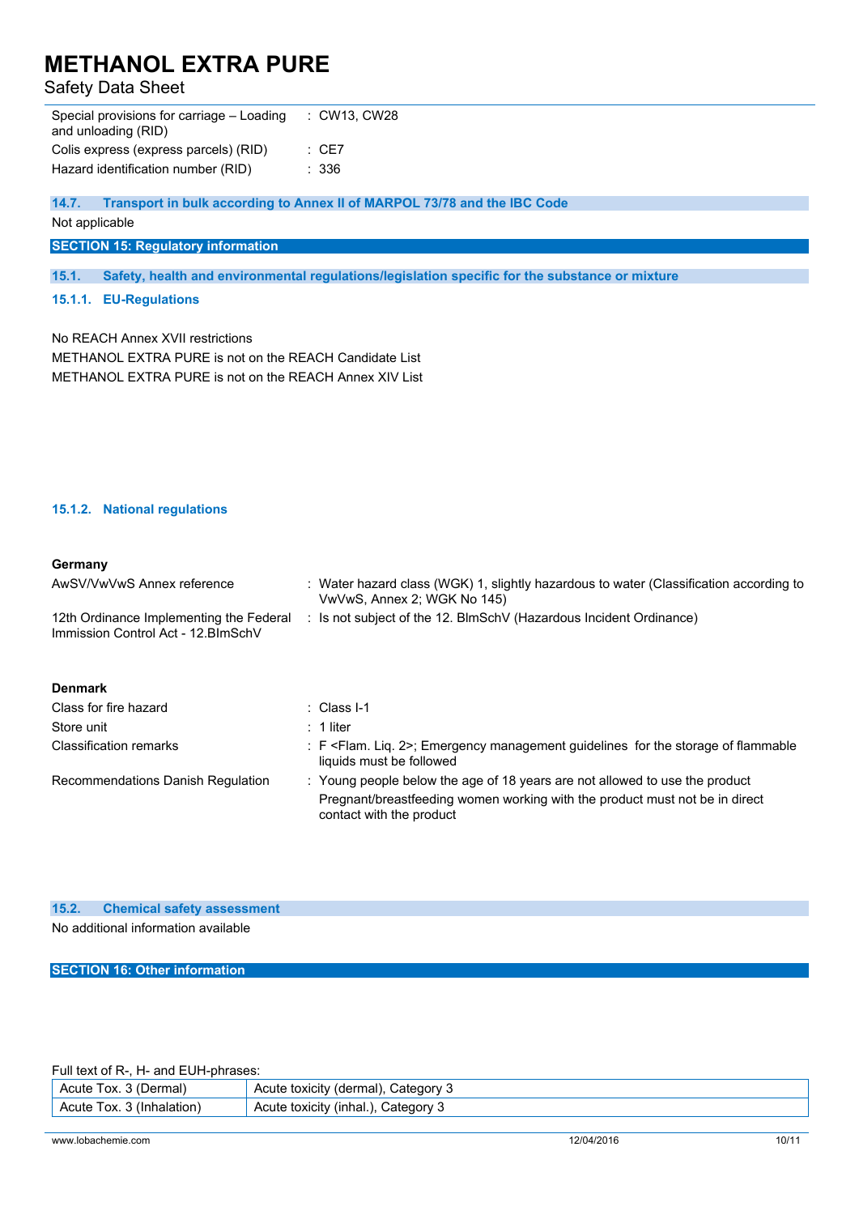| | |
|---|---|
| Special provisions for carriage – Loading and unloading (RID) | : CW13, CW28 |
| Colis express (express parcels) (RID) | : CE7 |
| Hazard identification number (RID) | : 336 |

### 14.7. Transport in bulk according to Annex II of MARPOL 73/78 and the IBC Code

Not applicable

## SECTION 15: Regulatory information

### 15.1. Safety, health and environmental regulations/legislation specific for the substance or mixture

#### 15.1.1. EU-Regulations

No REACH Annex XVII restrictions

METHANOL EXTRA PURE is not on the REACH Candidate List

METHANOL EXTRA PURE is not on the REACH Annex XIV List

#### 15.1.2. National regulations

**Germany**

| | |
|---|---|
| AwSV/VwVwS Annex reference | : Water hazard class (WGK) 1, slightly hazardous to water (Classification according to VwVwS, Annex 2; WGK No 145) |
| 12th Ordinance Implementing the Federal Immission Control Act - 12.BImSchV | : Is not subject of the 12. BlmSchV (Hazardous Incident Ordinance) |

**Denmark**

| | |
|---|---|
| Class for fire hazard | : Class I-1 |
| Store unit | : 1 liter |
| Classification remarks | : F <Flam. Liq. 2>; Emergency management guidelines for the storage of flammable liquids must be followed |
| Recommendations Danish Regulation | : Young people below the age of 18 years are not allowed to use the product<br>Pregnant/breastfeeding women working with the product must not be in direct contact with the product |

### 15.2. Chemical safety assessment

No additional information available

## SECTION 16: Other information

Full text of R-, H- and EUH-phrases:

| | |
|---|---|
| Acute Tox. 3 (Dermal) | Acute toxicity (dermal), Category 3 |
| Acute Tox. 3 (Inhalation) | Acute toxicity (inhal.), Category 3 |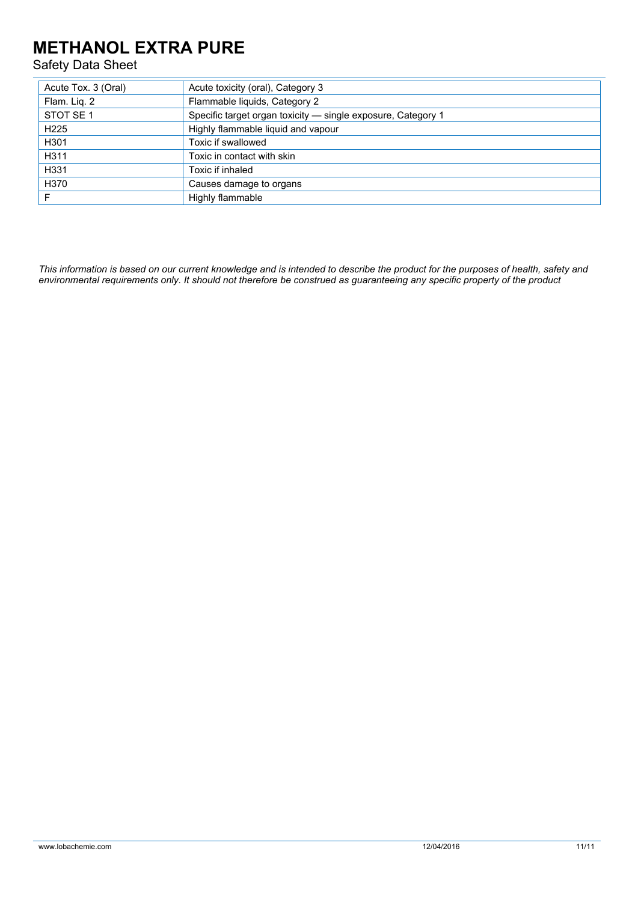| | |
|---|---|
| Acute Tox. 3 (Oral) | Acute toxicity (oral), Category 3 |
| Flam. Liq. 2 | Flammable liquids, Category 2 |
| STOT SE 1 | Specific target organ toxicity — single exposure, Category 1 |
| H225 | Highly flammable liquid and vapour |
| H301 | Toxic if swallowed |
| H311 | Toxic in contact with skin |
| H331 | Toxic if inhaled |
| H370 | Causes damage to organs |
| F | Highly flammable |

*This information is based on our current knowledge and is intended to describe the product for the purposes of health, safety and environmental requirements only. It should not therefore be construed as guaranteeing any specific property of the product*